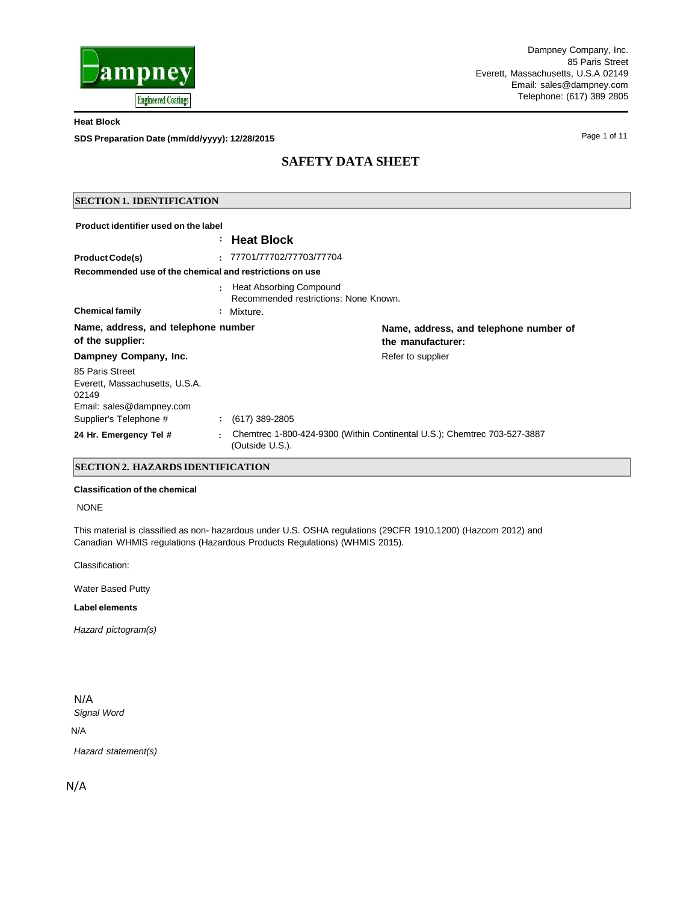Dampney Company, Inc.
85 Paris Street
Everett, Massachusetts, U.S.A 02149
Email: sales@dampney.com
Telephone: (617) 389 2805

**Heat Block**

**SDS Preparation Date (mm/dd/yyyy): 12/28/2015**

# SAFETY DATA SHEET

## SECTION 1. IDENTIFICATION

**Product identifier used on the label**
: **Heat Block**

**Product Code(s)** : 77701/77702/77703/77704

**Recommended use of the chemical and restrictions on use**
: Heat Absorbing Compound
Recommended restrictions: None Known.

**Chemical family** : Mixture.

**Name, address, and telephone number of the supplier:**

**Dampney Company, Inc.**

85 Paris Street
Everett, Massachusetts, U.S.A.
02149
Email: sales@dampney.com

Supplier's Telephone # : (617) 389-2805

**Name, address, and telephone number of the manufacturer:**

Refer to supplier

**24 Hr. Emergency Tel #** : Chemtrec 1-800-424-9300 (Within Continental U.S.); Chemtrec 703-527-3887 (Outside U.S.).

## SECTION 2. HAZARDS IDENTIFICATION

**Classification of the chemical**

NONE

This material is classified as non- hazardous under U.S. OSHA regulations (29CFR 1910.1200) (Hazcom 2012) and Canadian WHMIS regulations (Hazardous Products Regulations) (WHMIS 2015).

Classification:

Water Based Putty

**Label elements**

*Hazard pictogram(s)*

N/A

*Signal Word*

N/A

*Hazard statement(s)*

N/A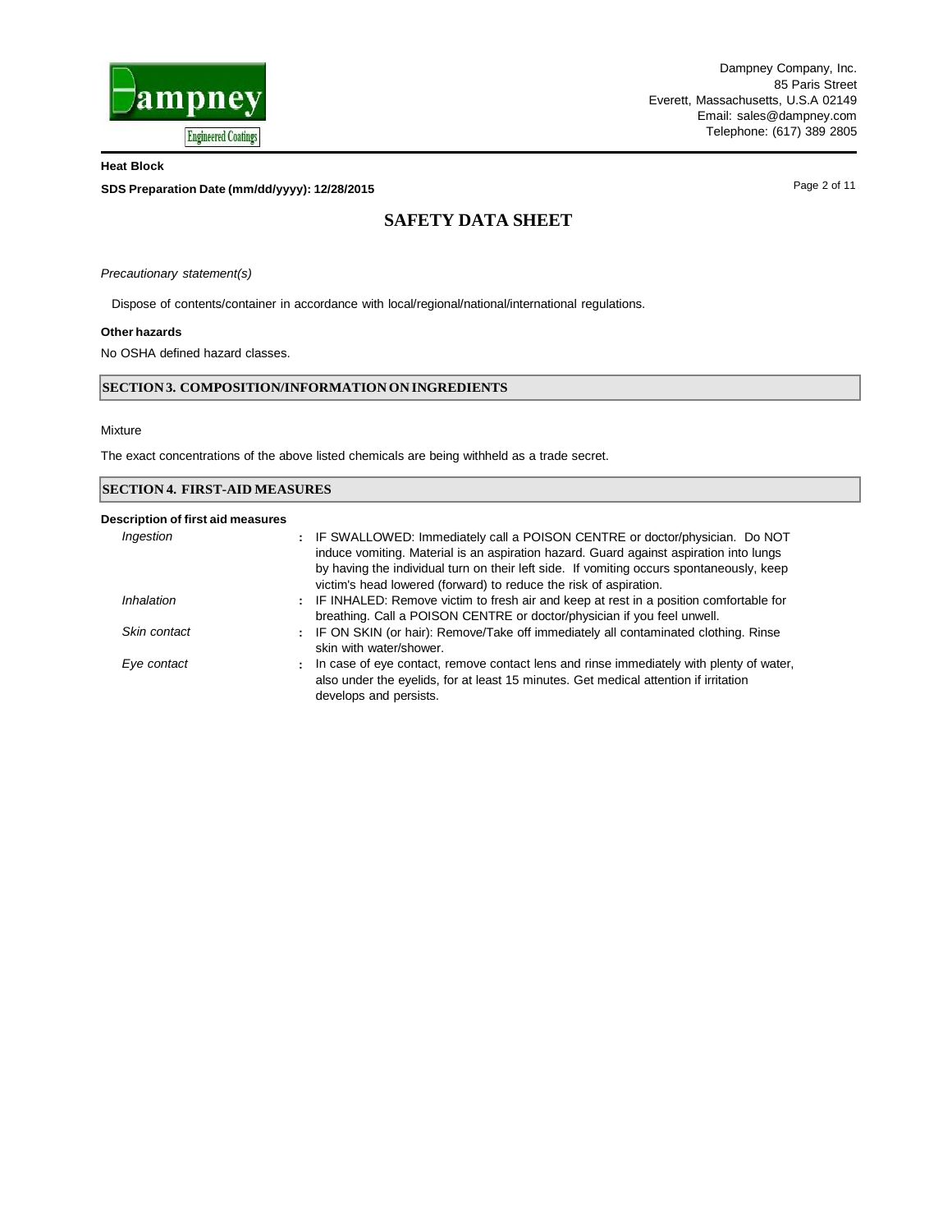*Precautionary statement(s)*

Dispose of contents/container in accordance with local/regional/national/international regulations.

**Other hazards**

No OSHA defined hazard classes.

## SECTION 3. COMPOSITION/INFORMATION ON INGREDIENTS

Mixture

The exact concentrations of the above listed chemicals are being withheld as a trade secret.

## SECTION 4. FIRST-AID MEASURES

**Description of first aid measures**

| | | |
|---|---|---|
| *Ingestion* | : | IF SWALLOWED: Immediately call a POISON CENTRE or doctor/physician. Do NOT induce vomiting. Material is an aspiration hazard. Guard against aspiration into lungs by having the individual turn on their left side. If vomiting occurs spontaneously, keep victim's head lowered (forward) to reduce the risk of aspiration. |
| *Inhalation* | : | IF INHALED: Remove victim to fresh air and keep at rest in a position comfortable for breathing. Call a POISON CENTRE or doctor/physician if you feel unwell. |
| *Skin contact* | : | IF ON SKIN (or hair): Remove/Take off immediately all contaminated clothing. Rinse skin with water/shower. |
| *Eye contact* | : | In case of eye contact, remove contact lens and rinse immediately with plenty of water, also under the eyelids, for at least 15 minutes. Get medical attention if irritation develops and persists. |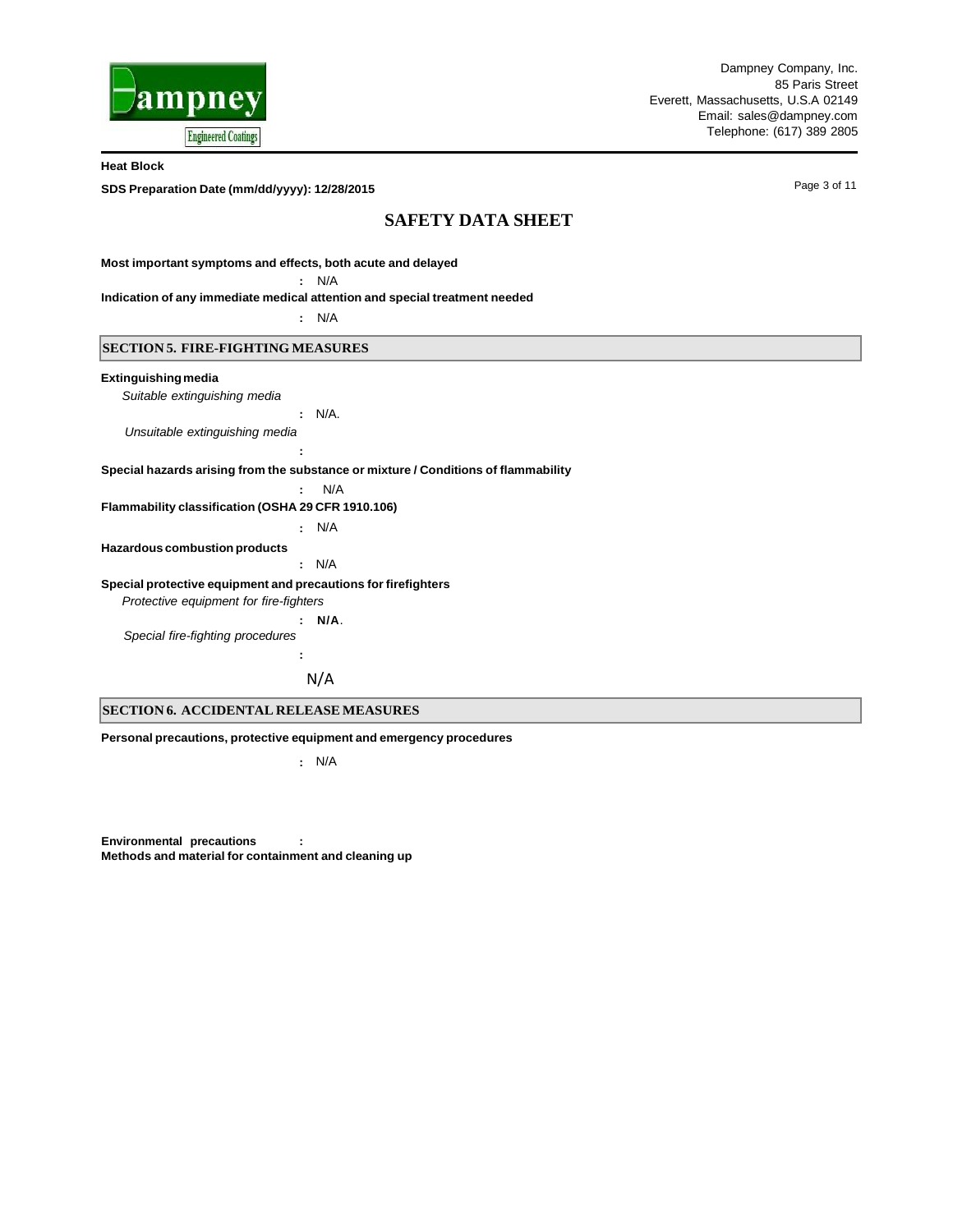**Most important symptoms and effects, both acute and delayed**

: N/A

**Indication of any immediate medical attention and special treatment needed**

: N/A

## SECTION 5. FIRE-FIGHTING MEASURES

**Extinguishing media**

*Suitable extinguishing media*

: N/A.

*Unsuitable extinguishing media*

:

**Special hazards arising from the substance or mixture / Conditions of flammability**

: N/A

**Flammability classification (OSHA 29 CFR 1910.106)**

: N/A

**Hazardous combustion products**

: N/A

**Special protective equipment and precautions for firefighters**

*Protective equipment for fire-fighters*

: **N/A**.

*Special fire-fighting procedures*

:

N/A

## SECTION 6. ACCIDENTAL RELEASE MEASURES

**Personal precautions, protective equipment and emergency procedures**

: N/A

**Environmental precautions** :

**Methods and material for containment and cleaning up**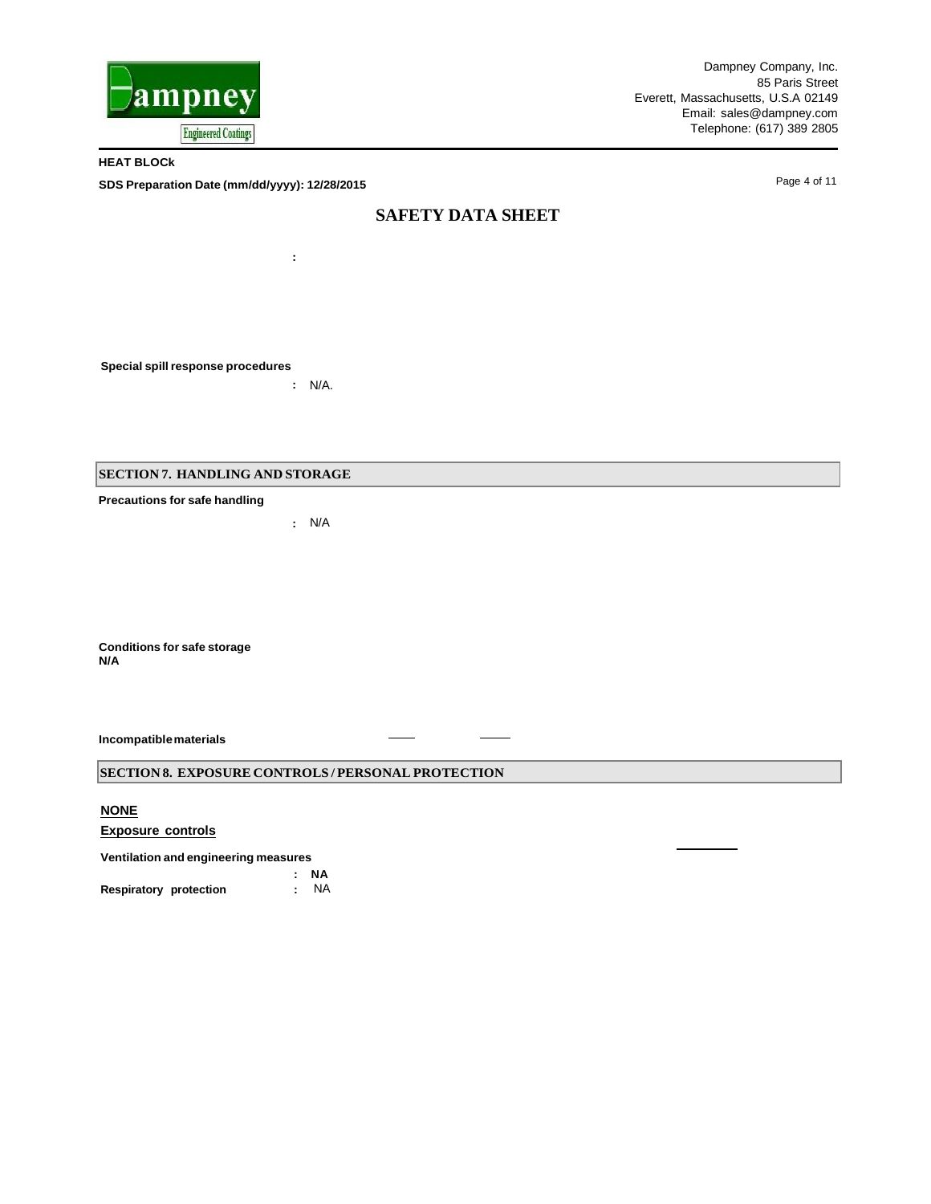**HEAT BLOCk**

**SDS Preparation Date (mm/dd/yyyy): 12/28/2015**

# SAFETY DATA SHEET

:

**Special spill response procedures**

: N/A.

## SECTION 7. HANDLING AND STORAGE

**Precautions for safe handling**

: N/A

**Conditions for safe storage**
**N/A**

**Incompatible materials**

## SECTION 8. EXPOSURE CONTROLS / PERSONAL PROTECTION

**NONE**

**Exposure controls**

**Ventilation and engineering measures**

: **NA**

**Respiratory protection** : NA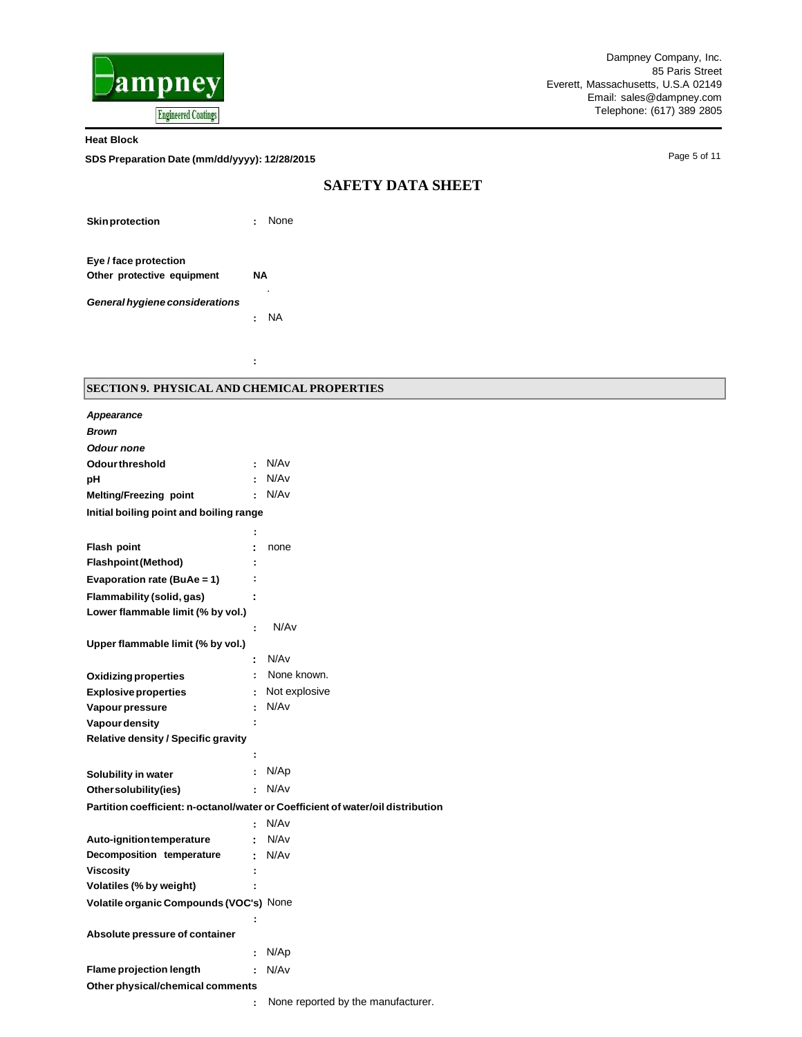| | | |
|---|---|---|
| **Skin protection** | : | None |
| **Eye / face protection** | | |
| **Other protective equipment** | | **NA** |
| ***General hygiene considerations*** | : | NA |
| | : | |

## SECTION 9. PHYSICAL AND CHEMICAL PROPERTIES

***Appearance***

***Brown***

***Odour none***

| | | |
|---|---|---|
| **Odour threshold** | : | N/Av |
| **pH** | : | N/Av |
| **Melting/Freezing point** | : | N/Av |
| **Initial boiling point and boiling range** | : | |
| **Flash point** | : | none |
| **Flashpoint (Method)** | : | |
| **Evaporation rate (BuAe = 1)** | : | |
| **Flammability (solid, gas)** | : | |
| **Lower flammable limit (% by vol.)** | : | N/Av |
| **Upper flammable limit (% by vol.)** | : | N/Av |
| **Oxidizing properties** | : | None known. |
| **Explosive properties** | : | Not explosive |
| **Vapour pressure** | : | N/Av |
| **Vapour density** | : | |
| **Relative density / Specific gravity** | : | |
| **Solubility in water** | : | N/Ap |
| **Other solubility(ies)** | : | N/Av |
| **Partition coefficient: n-octanol/water or Coefficient of water/oil distribution** | : | N/Av |
| **Auto-ignition temperature** | : | N/Av |
| **Decomposition temperature** | : | N/Av |
| **Viscosity** | : | |
| **Volatiles (% by weight)** | : | |
| **Volatile organic Compounds (VOC's)** | : | None |
| **Absolute pressure of container** | : | N/Ap |
| **Flame projection length** | : | N/Av |
| **Other physical/chemical comments** | : | None reported by the manufacturer. |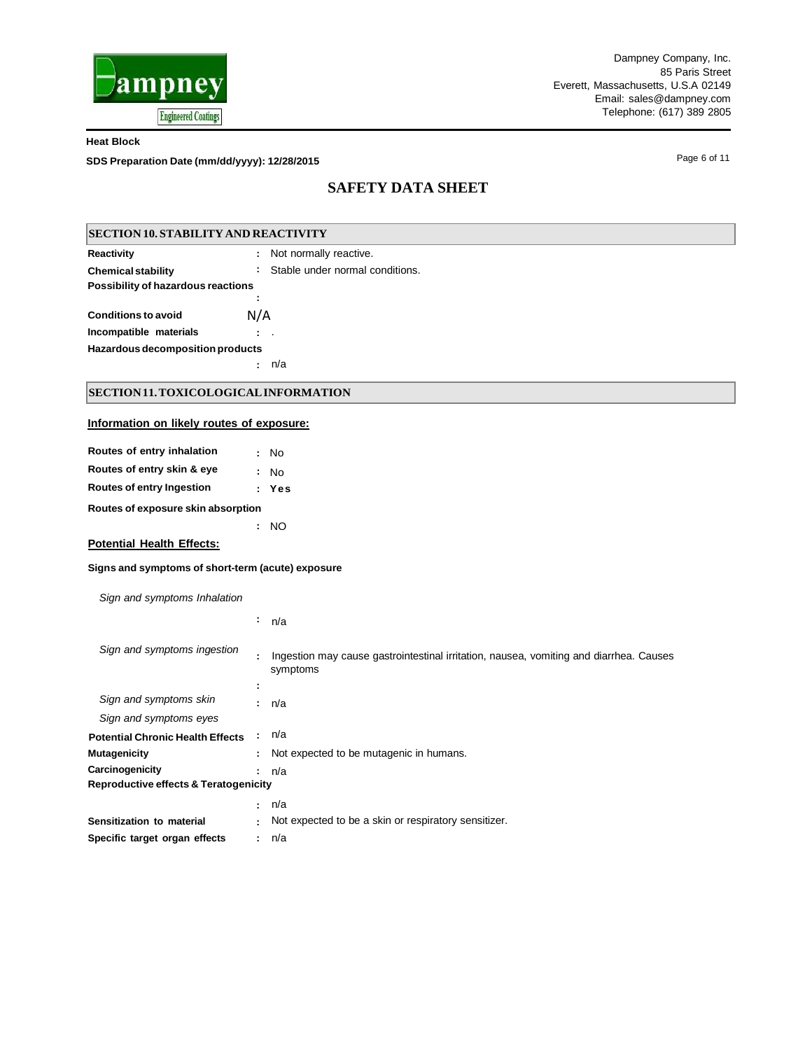Heat Block

SDS Preparation Date (mm/dd/yyyy): 12/28/2015

# SAFETY DATA SHEET

## SECTION 10. STABILITY AND REACTIVITY

**Reactivity** : Not normally reactive.

**Chemical stability** : Stable under normal conditions.

**Possibility of hazardous reactions** :

**Conditions to avoid** N/A

**Incompatible materials** : .

**Hazardous decomposition products** : n/a

## SECTION 11. TOXICOLOGICAL INFORMATION

**Information on likely routes of exposure:**

**Routes of entry inhalation** : No

**Routes of entry skin & eye** : No

**Routes of entry Ingestion** : **Yes**

**Routes of exposure skin absorption** : NO

**Potential Health Effects:**

**Signs and symptoms of short-term (acute) exposure**

*Sign and symptoms Inhalation* : n/a

*Sign and symptoms ingestion* : Ingestion may cause gastrointestinal irritation, nausea, vomiting and diarrhea. Causes symptoms

:

*Sign and symptoms skin* : n/a

*Sign and symptoms eyes*

**Potential Chronic Health Effects** : n/a

**Mutagenicity** : Not expected to be mutagenic in humans.

**Carcinogenicity** : n/a

**Reproductive effects & Teratogenicity** : n/a

**Sensitization to material** : Not expected to be a skin or respiratory sensitizer.

**Specific target organ effects** : n/a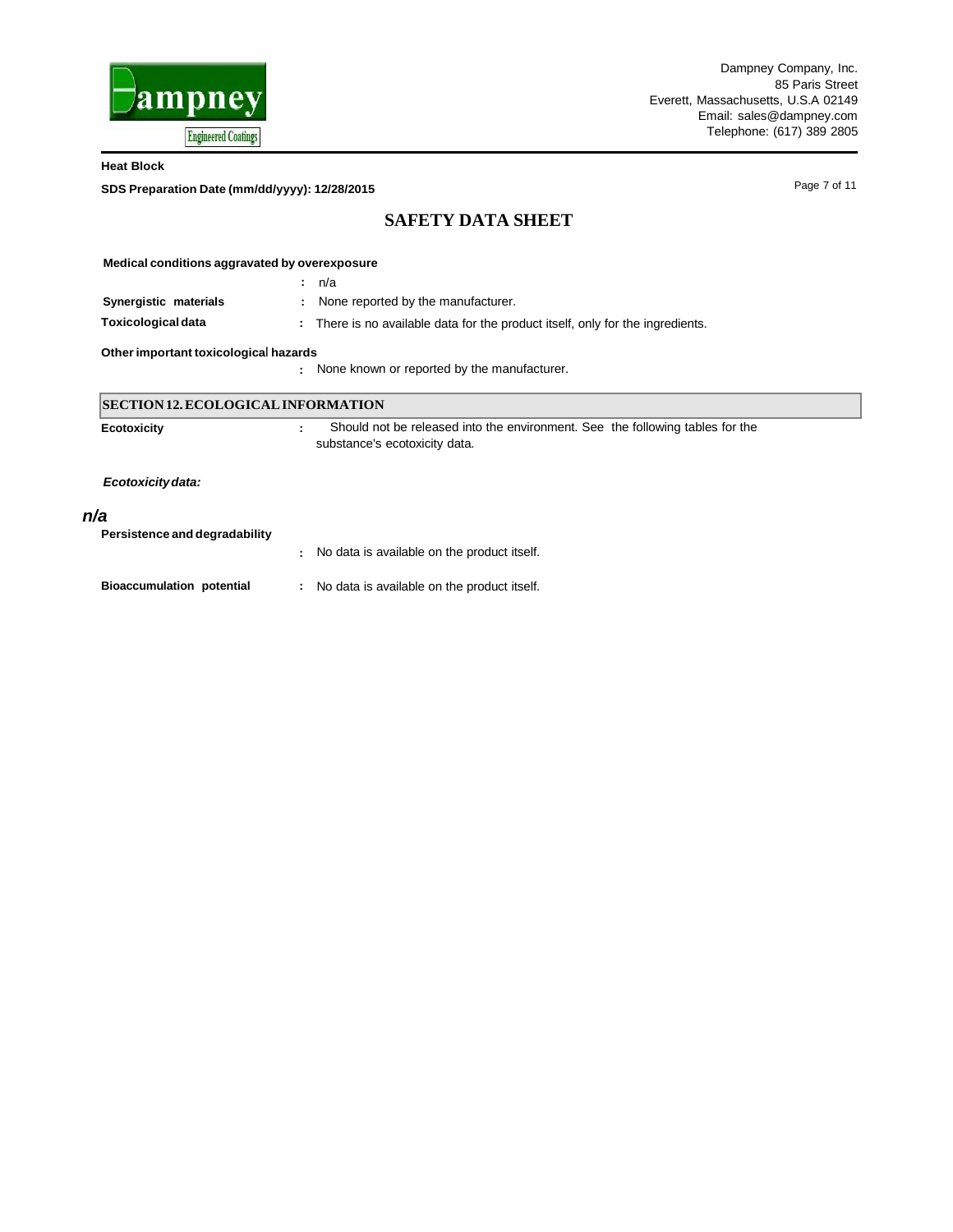## SAFETY DATA SHEET

**Medical conditions aggravated by overexposure**

: n/a

**Synergistic materials** : None reported by the manufacturer.

**Toxicological data** : There is no available data for the product itself, only for the ingredients.

**Other important toxicological hazards**

: None known or reported by the manufacturer.

## SECTION 12. ECOLOGICAL INFORMATION

**Ecotoxicity** : Should not be released into the environment. See the following tables for the substance's ecotoxicity data.

***Ecotoxicity data:***

***n/a***

**Persistence and degradability**

: No data is available on the product itself.

**Bioaccumulation potential** : No data is available on the product itself.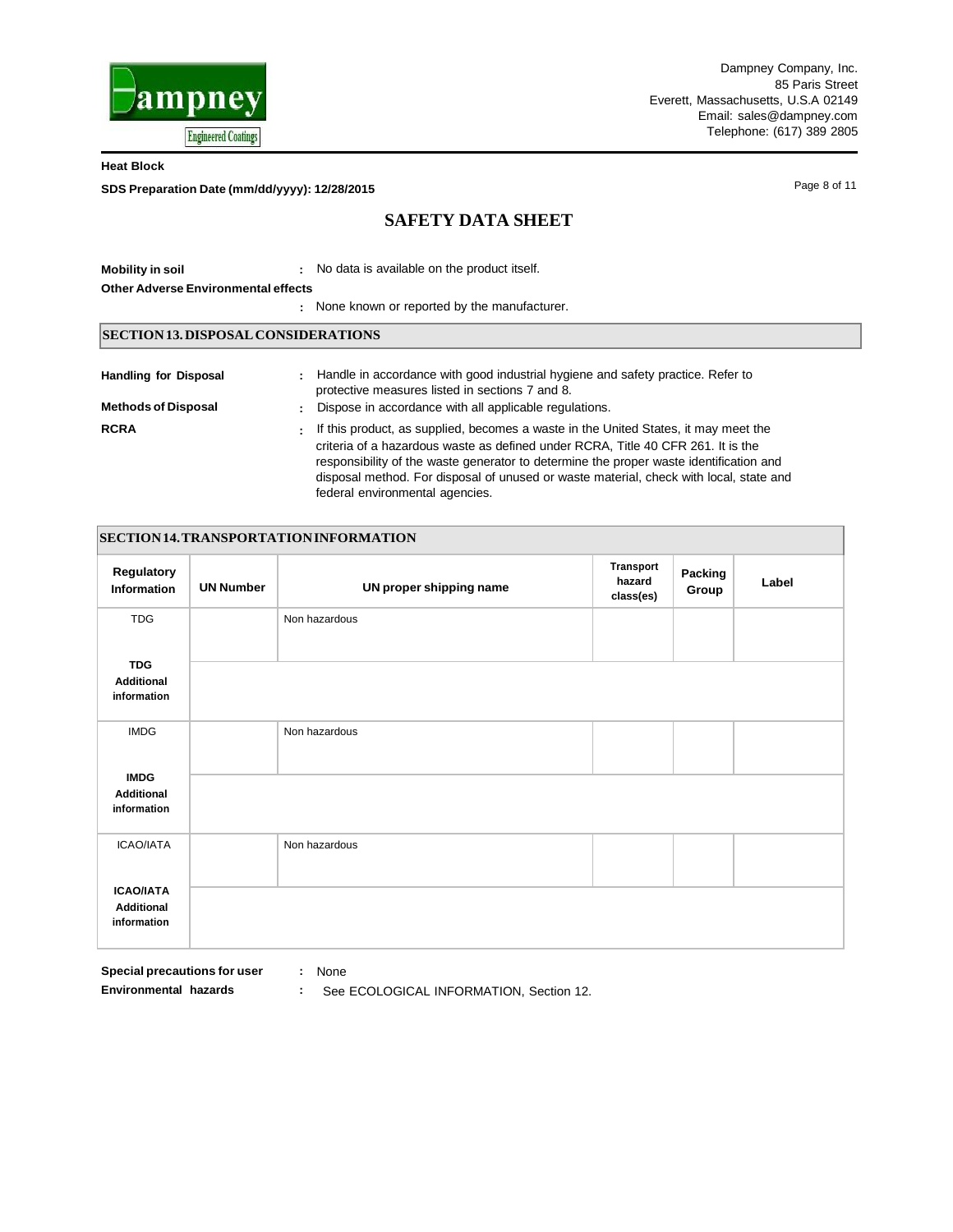**Mobility in soil** : No data is available on the product itself.

**Other Adverse Environmental effects**

: None known or reported by the manufacturer.

## SECTION 13. DISPOSAL CONSIDERATIONS

**Handling for Disposal** : Handle in accordance with good industrial hygiene and safety practice. Refer to protective measures listed in sections 7 and 8.

**Methods of Disposal** : Dispose in accordance with all applicable regulations.

**RCRA** : If this product, as supplied, becomes a waste in the United States, it may meet the criteria of a hazardous waste as defined under RCRA, Title 40 CFR 261. It is the responsibility of the waste generator to determine the proper waste identification and disposal method. For disposal of unused or waste material, check with local, state and federal environmental agencies.

## SECTION 14. TRANSPORTATION INFORMATION

| Regulatory Information | UN Number | UN proper shipping name | Transport hazard class(es) | Packing Group | Label |
|---|---|---|---|---|---|
| TDG | | Non hazardous | | | |
| **TDG Additional information** | | | | | |
| IMDG | | Non hazardous | | | |
| **IMDG Additional information** | | | | | |
| ICAO/IATA | | Non hazardous | | | |
| **ICAO/IATA Additional information** | | | | | |

**Special precautions for user** : None

**Environmental hazards** : See ECOLOGICAL INFORMATION, Section 12.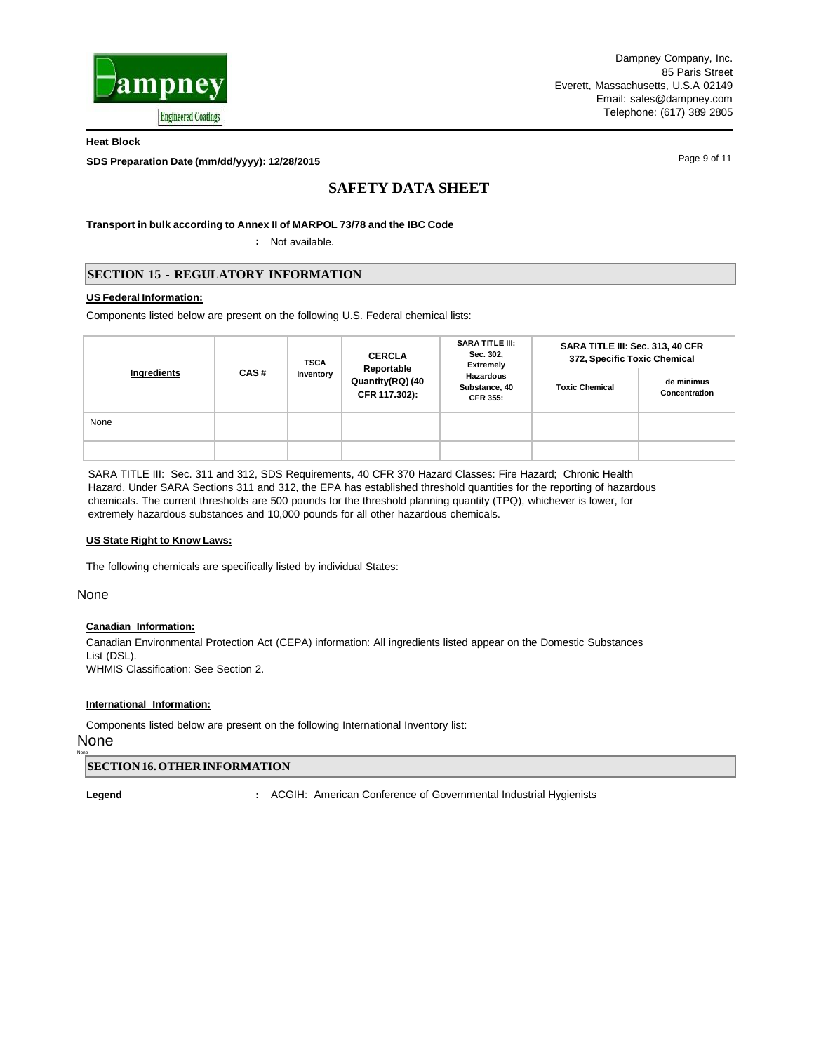**Transport in bulk according to Annex II of MARPOL 73/78 and the IBC Code**

: Not available.

## SECTION 15 - REGULATORY INFORMATION

**US Federal Information:**

Components listed below are present on the following U.S. Federal chemical lists:

| Ingredients | CAS # | TSCA Inventory | CERCLA Reportable Quantity(RQ) (40 CFR 117.302): | SARA TITLE III: Sec. 302, Extremely Hazardous Substance, 40 CFR 355: | SARA TITLE III: Sec. 313, 40 CFR 372, Specific Toxic Chemical | |
|---|---|---|---|---|---|---|
| | | | | | Toxic Chemical | de minimus Concentration |
| None | | | | | | |
| | | | | | | |

SARA TITLE III: Sec. 311 and 312, SDS Requirements, 40 CFR 370 Hazard Classes: Fire Hazard; Chronic Health Hazard. Under SARA Sections 311 and 312, the EPA has established threshold quantities for the reporting of hazardous chemicals. The current thresholds are 500 pounds for the threshold planning quantity (TPQ), whichever is lower, for extremely hazardous substances and 10,000 pounds for all other hazardous chemicals.

**US State Right to Know Laws:**

The following chemicals are specifically listed by individual States:

None

**Canadian Information:**

Canadian Environmental Protection Act (CEPA) information: All ingredients listed appear on the Domestic Substances List (DSL).
WHMIS Classification: See Section 2.

**International Information:**

Components listed below are present on the following International Inventory list:

None

None

## SECTION 16. OTHER INFORMATION

**Legend** : ACGIH: American Conference of Governmental Industrial Hygienists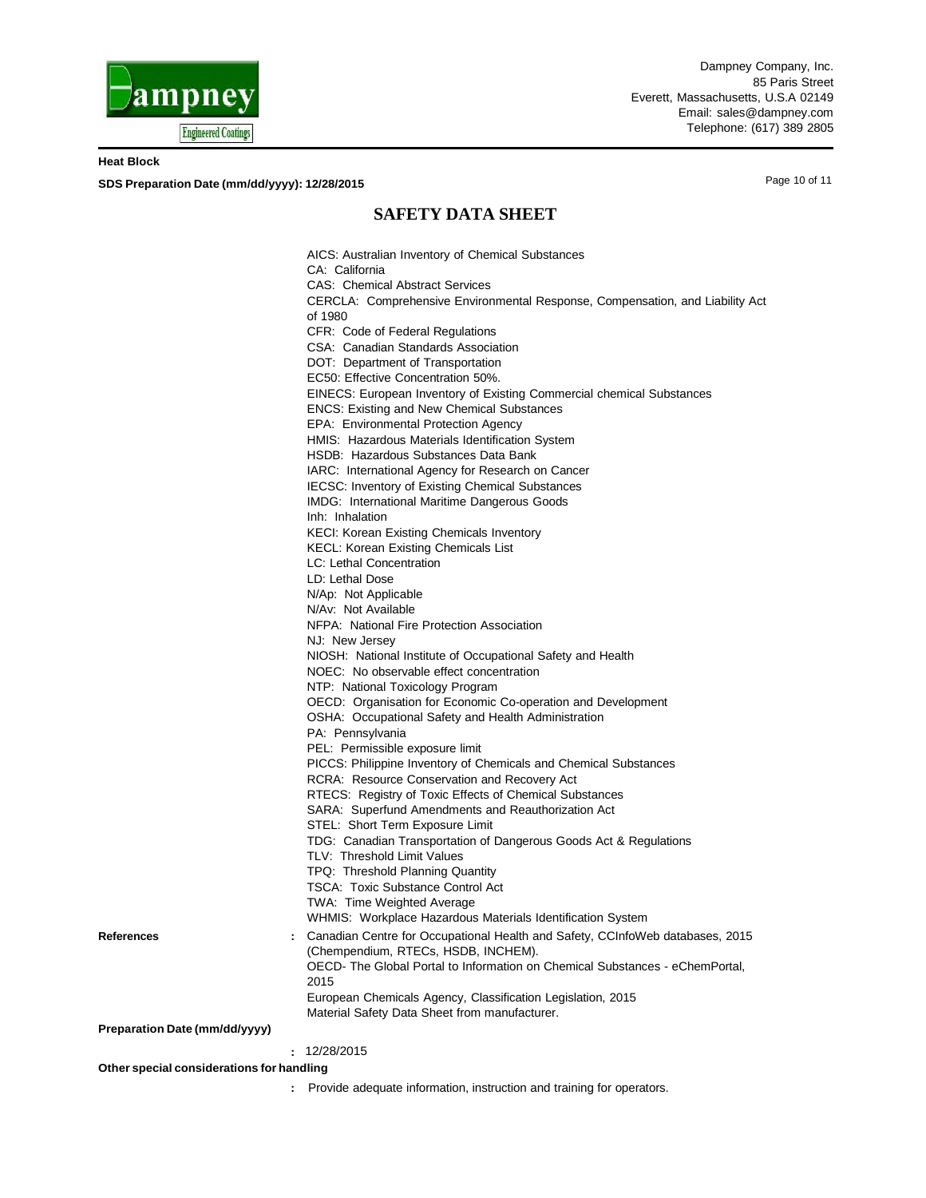# SAFETY DATA SHEET

AICS: Australian Inventory of Chemical Substances
CA: California
CAS: Chemical Abstract Services
CERCLA: Comprehensive Environmental Response, Compensation, and Liability Act of 1980
CFR: Code of Federal Regulations
CSA: Canadian Standards Association
DOT: Department of Transportation
EC50: Effective Concentration 50%.
EINECS: European Inventory of Existing Commercial chemical Substances
ENCS: Existing and New Chemical Substances
EPA: Environmental Protection Agency
HMIS: Hazardous Materials Identification System
HSDB: Hazardous Substances Data Bank
IARC: International Agency for Research on Cancer
IECSC: Inventory of Existing Chemical Substances
IMDG: International Maritime Dangerous Goods
Inh: Inhalation
KECI: Korean Existing Chemicals Inventory
KECL: Korean Existing Chemicals List
LC: Lethal Concentration
LD: Lethal Dose
N/Ap: Not Applicable
N/Av: Not Available
NFPA: National Fire Protection Association
NJ: New Jersey
NIOSH: National Institute of Occupational Safety and Health
NOEC: No observable effect concentration
NTP: National Toxicology Program
OECD: Organisation for Economic Co-operation and Development
OSHA: Occupational Safety and Health Administration
PA: Pennsylvania
PEL: Permissible exposure limit
PICCS: Philippine Inventory of Chemicals and Chemical Substances
RCRA: Resource Conservation and Recovery Act
RTECS: Registry of Toxic Effects of Chemical Substances
SARA: Superfund Amendments and Reauthorization Act
STEL: Short Term Exposure Limit
TDG: Canadian Transportation of Dangerous Goods Act & Regulations
TLV: Threshold Limit Values
TPQ: Threshold Planning Quantity
TSCA: Toxic Substance Control Act
TWA: Time Weighted Average
WHMIS: Workplace Hazardous Materials Identification System

**References** : Canadian Centre for Occupational Health and Safety, CCInfoWeb databases, 2015 (Chempendium, RTECs, HSDB, INCHEM).
OECD- The Global Portal to Information on Chemical Substances - eChemPortal, 2015
European Chemicals Agency, Classification Legislation, 2015
Material Safety Data Sheet from manufacturer.

**Preparation Date (mm/dd/yyyy)**

: 12/28/2015

**Other special considerations for handling**

: Provide adequate information, instruction and training for operators.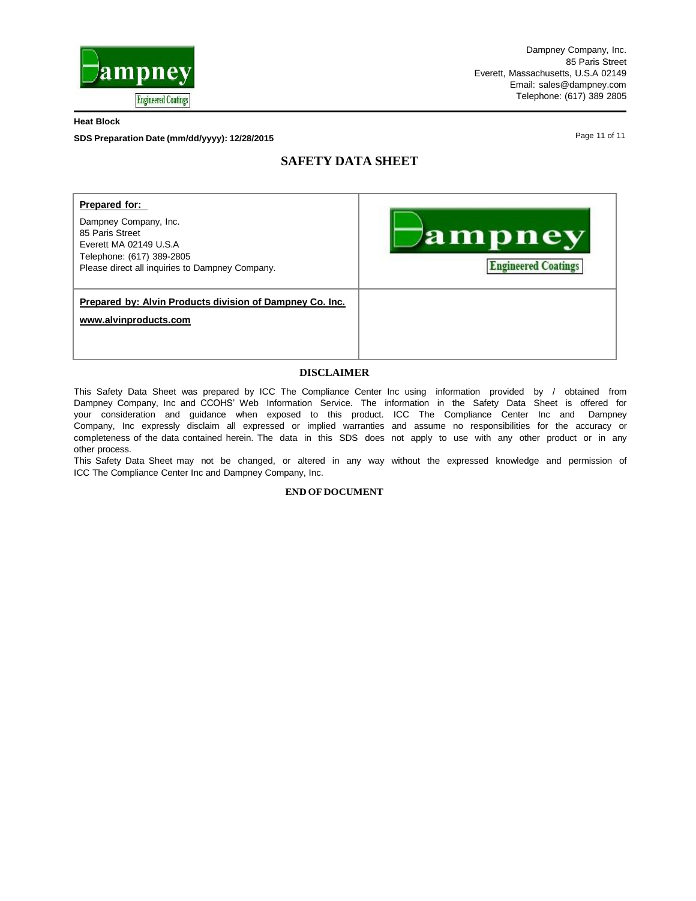Heat Block

SDS Preparation Date (mm/dd/yyyy): 12/28/2015

# SAFETY DATA SHEET

| | |
|---|---|
| **Prepared for:**<br>Dampney Company, Inc.<br>85 Paris Street<br>Everett MA 02149 U.S.A<br>Telephone: (617) 389-2805<br>Please direct all inquiries to Dampney Company. | |
| **Prepared by: Alvin Products division of Dampney Co. Inc.**<br>**www.alvinproducts.com** | |

## DISCLAIMER

This Safety Data Sheet was prepared by ICC The Compliance Center Inc using information provided by / obtained from Dampney Company, Inc and CCOHS' Web Information Service. The information in the Safety Data Sheet is offered for your consideration and guidance when exposed to this product. ICC The Compliance Center Inc and Dampney Company, Inc expressly disclaim all expressed or implied warranties and assume no responsibilities for the accuracy or completeness of the data contained herein. The data in this SDS does not apply to use with any other product or in any other process.

This Safety Data Sheet may not be changed, or altered in any way without the expressed knowledge and permission of ICC The Compliance Center Inc and Dampney Company, Inc.

**END OF DOCUMENT**